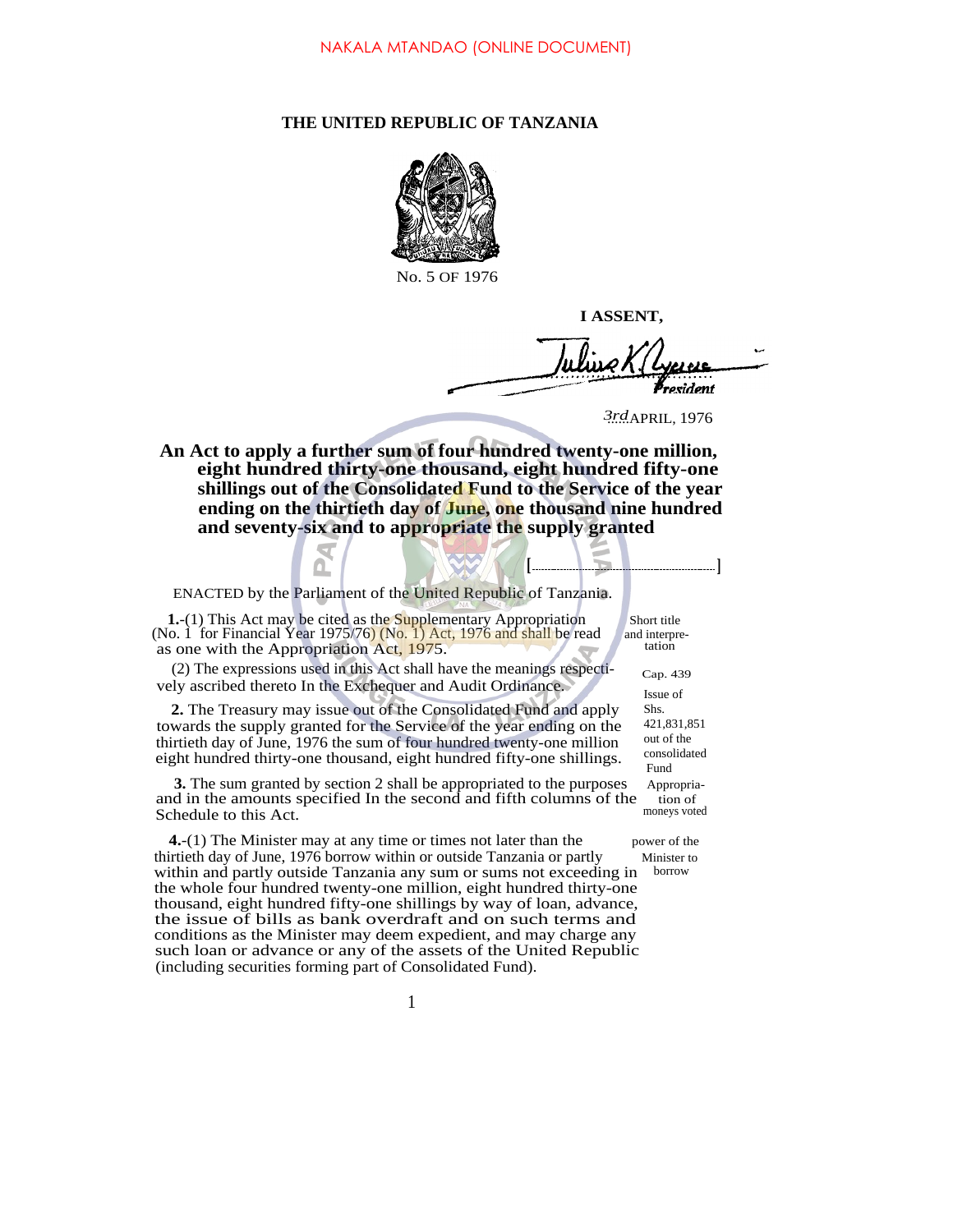NAKALA MTANDAO (ONLINE DOCUMENT)

**THE UNITED REPUBLIC OF TANZANIA**

No. 5 OF 1976

**I ASSENT,**

*President*

3rd APRIL, 1976

**An Act to apply a further sum of four hundred twenty-one million, eight hundred thirty-one thousand, eight hundred fifty-one shillings out of the Consolidated Fund to the Service of the year ending on the thirtieth day of June, one thousand nine hundred and seventy-six and to appropriate the supply granted**

[..............................................]

ENACTED by the Parliament of the United Republic of Tanzania.

Short title and interpretation

**1.**-(1) This Act may be cited as the Supplementary Appropriation (No. 1 for Financial Year 1975/76) (No. 1) Act, 1976 and shall be read as one with the Appropriation Act, 1975.

Cap. 439

(2) The expressions used in this Act shall have the meanings respectively ascribed thereto In the Exchequer and Audit Ordinance.

Issue of Shs. 421,831,851 out of the consolidated Fund

**2.** The Treasury may issue out of the Consolidated Fund and apply towards the supply granted for the Service of the year ending on the thirtieth day of June, 1976 the sum of four hundred twenty-one million eight hundred thirty-one thousand, eight hundred fifty-one shillings.

Appropriation of moneys voted

**3.** The sum granted by section 2 shall be appropriated to the purposes and in the amounts specified In the second and fifth columns of the Schedule to this Act.

power of the Minister to borrow

**4.**-(1) The Minister may at any time or times not later than the thirtieth day of June, 1976 borrow within or outside Tanzania or partly within and partly outside Tanzania any sum or sums not exceeding in the whole four hundred twenty-one million, eight hundred thirty-one thousand, eight hundred fifty-one shillings by way of loan, advance, the issue of bills as bank overdraft and on such terms and conditions as the Minister may deem expedient, and may charge any such loan or advance or any of the assets of the United Republic (including securities forming part of Consolidated Fund).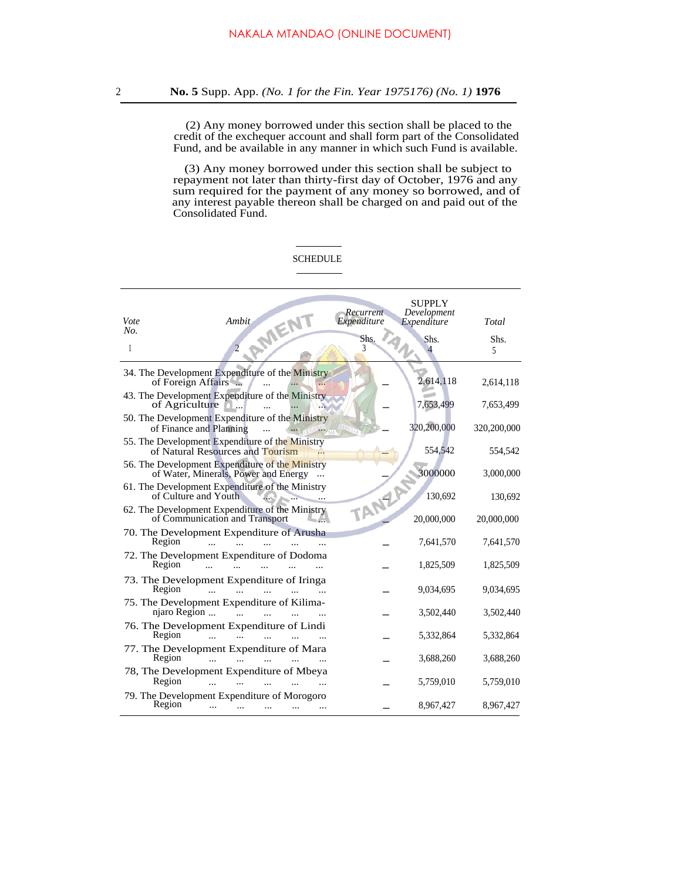NAKALA MTANDAO (ONLINE DOCUMENT)

(2) Any money borrowed under this section shall be placed to the credit of the exchequer account and shall form part of the Consolidated Fund, and be available in any manner in which such Fund is available.

(3) Any money borrowed under this section shall be subject to repayment not later than thirty-first day of October, 1976 and any sum required for the payment of any money so borrowed, and of any interest payable thereon shall be charged on and paid out of the Consolidated Fund.

SCHEDULE

| Vote No. | Ambit | SUPPLY Recurrent Expenditure | SUPPLY Development Expenditure | Total |
|---|---|---|---|---|
| | | Shs. | Shs. | Shs. |
| 1 | 2 | 3 | 4 | 5 |
| 34. | The Development Expenditure of the Ministry of Foreign Affairs ... ... ... | — | 2,614,118 | 2,614,118 |
| 43. | The Development Expenditure of the Ministry of Agriculture ... ... ... ... | — | 7,653,499 | 7,653,499 |
| 50. | The Development Expenditure of the Ministry of Finance and Planning ... ... ... | — | 320,200,000 | 320,200,000 |
| 55. | The Development Expenditure of the Ministry of Natural Resources and Tourism ... | — | 554,542 | 554,542 |
| 56. | The Development Expenditure of the Ministry of Water, Minerals, Power and Energy ... | — | 3000000 | 3,000,000 |
| 61. | The Development Expenditure of the Ministry of Culture and Youth ... ... ... | — | 130,692 | 130,692 |
| 62. | The Development Expenditure of the Ministry of Communication and Transport ... | — | 20,000,000 | 20,000,000 |
| 70. | The Development Expenditure of Arusha Region ... ... ... ... ... | — | 7,641,570 | 7,641,570 |
| 72. | The Development Expenditure of Dodoma Region ... ... ... ... ... | — | 1,825,509 | 1,825,509 |
| 73. | The Development Expenditure of Iringa Region ... ... ... ... ... | — | 9,034,695 | 9,034,695 |
| 75. | The Development Expenditure of Kilimanjaro Region ... ... ... ... ... | — | 3,502,440 | 3,502,440 |
| 76. | The Development Expenditure of Lindi Region ... ... ... ... ... | — | 5,332,864 | 5,332,864 |
| 77. | The Development Expenditure of Mara Region ... ... ... ... ... | — | 3,688,260 | 3,688,260 |
| 78, | The Development Expenditure of Mbeya Region ... ... ... ... ... | — | 5,759,010 | 5,759,010 |
| 79. | The Development Expenditure of Morogoro Region ... ... ... ... ... | — | 8,967,427 | 8,967,427 |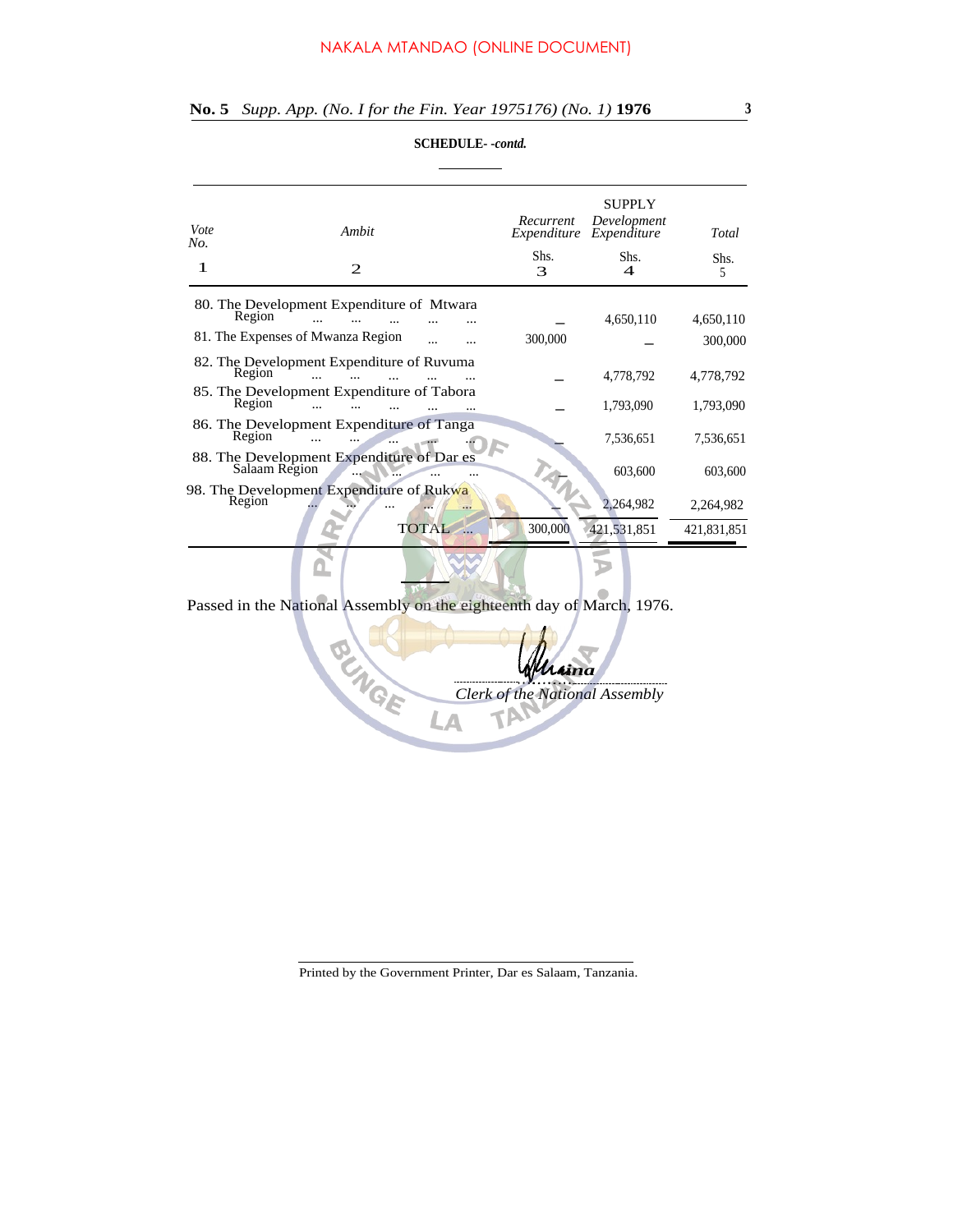NAKALA MTANDAO (ONLINE DOCUMENT)

SCHEDULE- *-contd.*

| *Vote No.* | *Ambit* | SUPPLY *Recurrent Expenditure* | *Development Expenditure* | *Total* |
|---|---|---|---|---|
| | | Shs. | Shs. | Shs. |
| 1 | 2 | 3 | 4 | 5 |
| 80. | The Development Expenditure of Mtwara Region ... ... ... ... ... | – | 4,650,110 | 4,650,110 |
| 81. | The Expenses of Mwanza Region ... ... | 300,000 | – | 300,000 |
| 82. | The Development Expenditure of Ruvuma Region ... ... ... ... ... | – | 4,778,792 | 4,778,792 |
| 85. | The Development Expenditure of Tabora Region ... ... ... ... ... | – | 1,793,090 | 1,793,090 |
| 86. | The Development Expenditure of Tanga Region ... ... ... ... ... | – | 7,536,651 | 7,536,651 |
| 88. | The Development Expenditure of Dar es Salaam Region ... ... ... ... | – | 603,600 | 603,600 |
| 98. | The Development Expenditure of Rukwa Region ... ... ... ... ... | – | 2,264,982 | 2,264,982 |
| | TOTAL ... | 300,000 | 421,531,851 | 421,831,851 |

Passed in the National Assembly on the eighteenth day of March, 1976.

Msekwa
*Clerk of the National Assembly*

Printed by the Government Printer, Dar es Salaam, Tanzania.